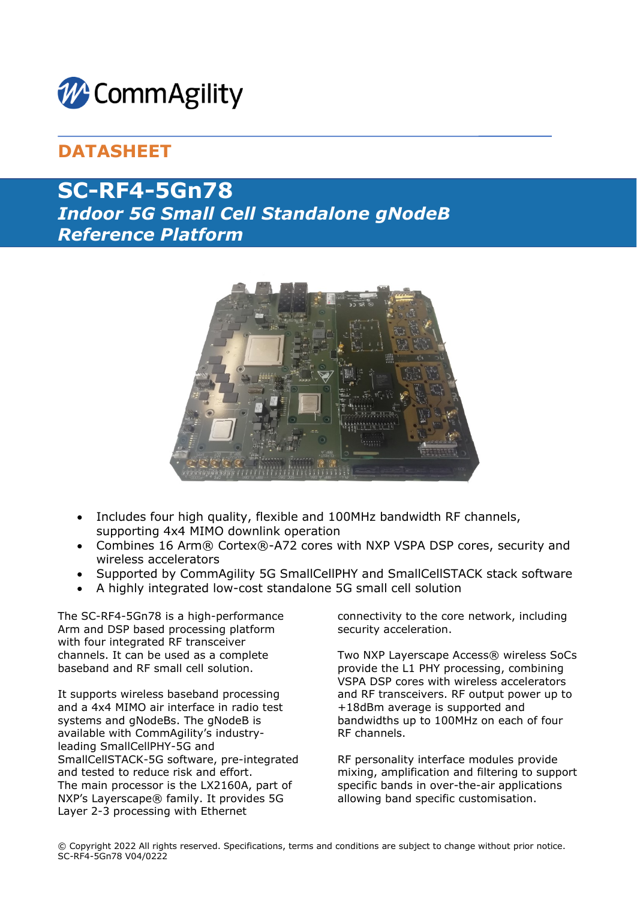CommAgility

**DATASHEET**

# SC-RF4-5Gn78

## *Indoor 5G Small Cell Standalone gNodeB Reference Platform*

- Includes four high quality, flexible and 100MHz bandwidth RF channels, supporting 4x4 MIMO downlink operation
- Combines 16 Arm® Cortex®-A72 cores with NXP VSPA DSP cores, security and wireless accelerators
- Supported by CommAgility 5G SmallCellPHY and SmallCellSTACK stack software
- A highly integrated low-cost standalone 5G small cell solution

The SC-RF4-5Gn78 is a high-performance Arm and DSP based processing platform with four integrated RF transceiver channels. It can be used as a complete baseband and RF small cell solution.

It supports wireless baseband processing and a 4x4 MIMO air interface in radio test systems and gNodeBs. The gNodeB is available with CommAgility's industry-leading SmallCellPHY-5G and SmallCellSTACK-5G software, pre-integrated and tested to reduce risk and effort. The main processor is the LX2160A, part of NXP's Layerscape® family. It provides 5G Layer 2-3 processing with Ethernet connectivity to the core network, including security acceleration.

Two NXP Layerscape Access® wireless SoCs provide the L1 PHY processing, combining VSPA DSP cores with wireless accelerators and RF transceivers. RF output power up to +18dBm average is supported and bandwidths up to 100MHz on each of four RF channels.

RF personality interface modules provide mixing, amplification and filtering to support specific bands in over-the-air applications allowing band specific customisation.

© Copyright 2022 All rights reserved. Specifications, terms and conditions are subject to change without prior notice.
SC-RF4-5Gn78 V04/0222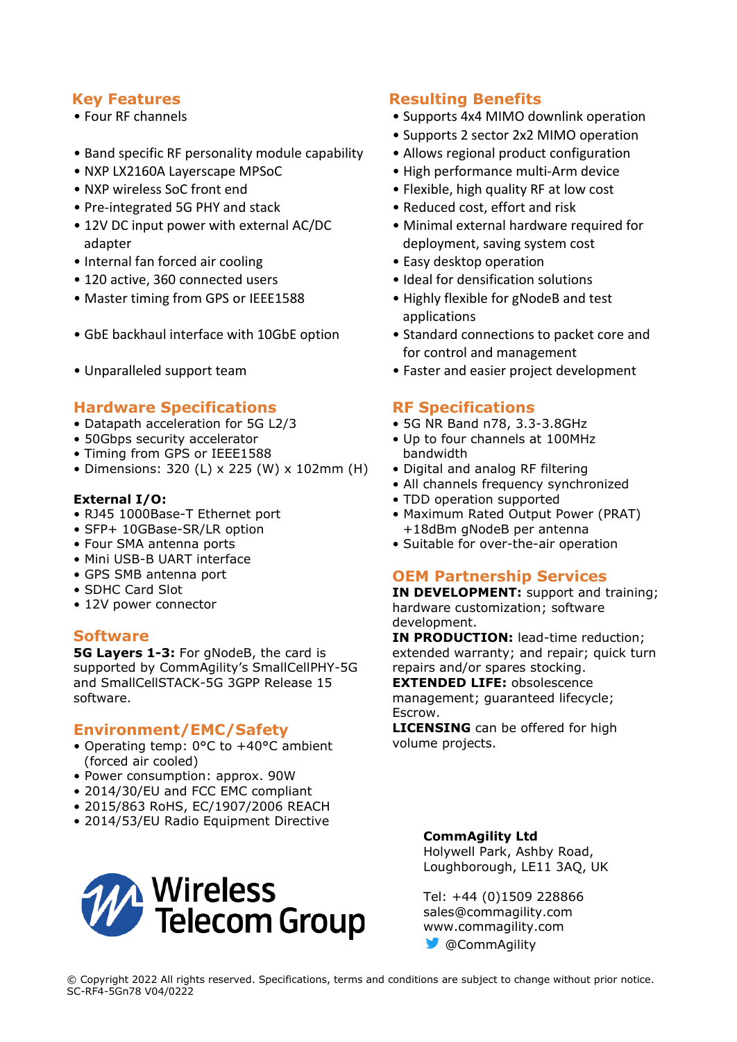## Key Features

- Four RF channels
- Band specific RF personality module capability
- NXP LX2160A Layerscape MPSoC
- NXP wireless SoC front end
- Pre-integrated 5G PHY and stack
- 12V DC input power with external AC/DC adapter
- Internal fan forced air cooling
- 120 active, 360 connected users
- Master timing from GPS or IEEE1588
- GbE backhaul interface with 10GbE option
- Unparalleled support team

## Resulting Benefits

- Supports 4x4 MIMO downlink operation
- Supports 2 sector 2x2 MIMO operation
- Allows regional product configuration
- High performance multi-Arm device
- Flexible, high quality RF at low cost
- Reduced cost, effort and risk
- Minimal external hardware required for deployment, saving system cost
- Easy desktop operation
- Ideal for densification solutions
- Highly flexible for gNodeB and test applications
- Standard connections to packet core and for control and management
- Faster and easier project development

## Hardware Specifications

- Datapath acceleration for 5G L2/3
- 50Gbps security accelerator
- Timing from GPS or IEEE1588
- Dimensions: 320 (L) x 225 (W) x 102mm (H)

**External I/O:**

- RJ45 1000Base-T Ethernet port
- SFP+ 10GBase-SR/LR option
- Four SMA antenna ports
- Mini USB-B UART interface
- GPS SMB antenna port
- SDHC Card Slot
- 12V power connector

## Software

**5G Layers 1-3:** For gNodeB, the card is supported by CommAgility's SmallCellPHY-5G and SmallCellSTACK-5G 3GPP Release 15 software.

## Environment/EMC/Safety

- Operating temp: 0°C to +40°C ambient (forced air cooled)
- Power consumption: approx. 90W
- 2014/30/EU and FCC EMC compliant
- 2015/863 RoHS, EC/1907/2006 REACH
- 2014/53/EU Radio Equipment Directive

## RF Specifications

- 5G NR Band n78, 3.3-3.8GHz
- Up to four channels at 100MHz bandwidth
- Digital and analog RF filtering
- All channels frequency synchronized
- TDD operation supported
- Maximum Rated Output Power (PRAT) +18dBm gNodeB per antenna
- Suitable for over-the-air operation

## OEM Partnership Services

**IN DEVELOPMENT:** support and training; hardware customization; software development.
**IN PRODUCTION:** lead-time reduction; extended warranty; and repair; quick turn repairs and/or spares stocking.
**EXTENDED LIFE:** obsolescence management; guaranteed lifecycle; Escrow.
**LICENSING** can be offered for high volume projects.

Wireless Telecom Group

**CommAgility Ltd**
Holywell Park, Ashby Road,
Loughborough, LE11 3AQ, UK

Tel: +44 (0)1509 228866
sales@commagility.com
www.commagility.com
@CommAgility

© Copyright 2022 All rights reserved. Specifications, terms and conditions are subject to change without prior notice.
SC-RF4-5Gn78 V04/0222